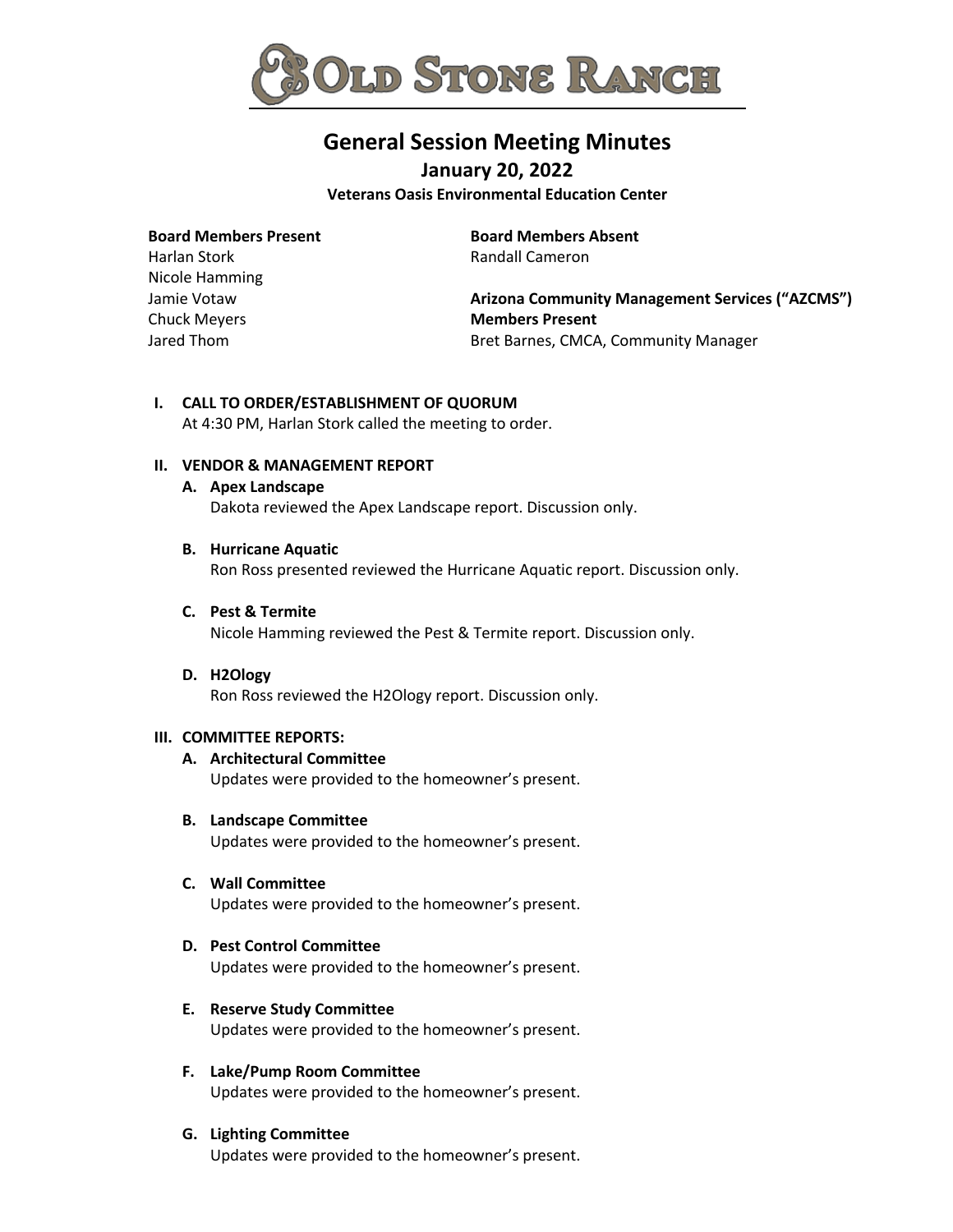# OLD STONE RANCH

## General Session Meeting Minutes

### January 20, 2022

**Veterans Oasis Environmental Education Center**

**Board Members Present**
Harlan Stork
Nicole Hamming
Jamie Votaw
Chuck Meyers
Jared Thom

**Board Members Absent**
Randall Cameron

**Arizona Community Management Services ("AZCMS") Members Present**
Bret Barnes, CMCA, Community Manager

**I. CALL TO ORDER/ESTABLISHMENT OF QUORUM**
At 4:30 PM, Harlan Stork called the meeting to order.

**II. VENDOR & MANAGEMENT REPORT**

**A. Apex Landscape**
Dakota reviewed the Apex Landscape report. Discussion only.

**B. Hurricane Aquatic**
Ron Ross presented reviewed the Hurricane Aquatic report. Discussion only.

**C. Pest & Termite**
Nicole Hamming reviewed the Pest & Termite report. Discussion only.

**D. H2Ology**
Ron Ross reviewed the H2Ology report. Discussion only.

**III. COMMITTEE REPORTS:**

**A. Architectural Committee**
Updates were provided to the homeowner's present.

**B. Landscape Committee**
Updates were provided to the homeowner's present.

**C. Wall Committee**
Updates were provided to the homeowner's present.

**D. Pest Control Committee**
Updates were provided to the homeowner's present.

**E. Reserve Study Committee**
Updates were provided to the homeowner's present.

**F. Lake/Pump Room Committee**
Updates were provided to the homeowner's present.

**G. Lighting Committee**
Updates were provided to the homeowner's present.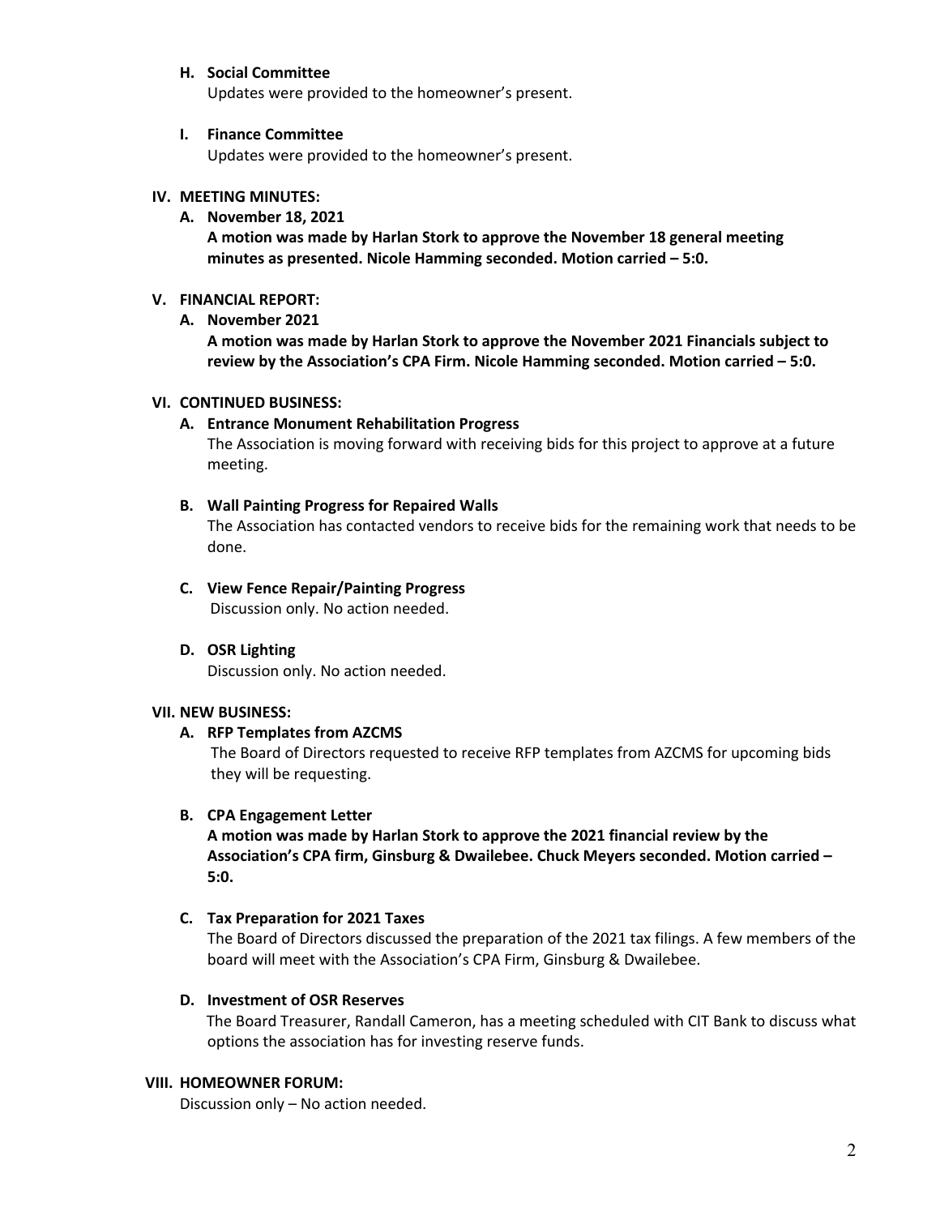**H. Social Committee**

Updates were provided to the homeowner's present.

**I. Finance Committee**

Updates were provided to the homeowner's present.

**IV. MEETING MINUTES:**

**A. November 18, 2021**

**A motion was made by Harlan Stork to approve the November 18 general meeting minutes as presented. Nicole Hamming seconded. Motion carried – 5:0.**

**V. FINANCIAL REPORT:**

**A. November 2021**

**A motion was made by Harlan Stork to approve the November 2021 Financials subject to review by the Association's CPA Firm. Nicole Hamming seconded. Motion carried – 5:0.**

**VI. CONTINUED BUSINESS:**

**A. Entrance Monument Rehabilitation Progress**

The Association is moving forward with receiving bids for this project to approve at a future meeting.

**B. Wall Painting Progress for Repaired Walls**

The Association has contacted vendors to receive bids for the remaining work that needs to be done.

**C. View Fence Repair/Painting Progress**

Discussion only. No action needed.

**D. OSR Lighting**

Discussion only. No action needed.

**VII. NEW BUSINESS:**

**A. RFP Templates from AZCMS**

The Board of Directors requested to receive RFP templates from AZCMS for upcoming bids they will be requesting.

**B. CPA Engagement Letter**

**A motion was made by Harlan Stork to approve the 2021 financial review by the Association's CPA firm, Ginsburg & Dwailebee. Chuck Meyers seconded. Motion carried – 5:0.**

**C. Tax Preparation for 2021 Taxes**

The Board of Directors discussed the preparation of the 2021 tax filings. A few members of the board will meet with the Association's CPA Firm, Ginsburg & Dwailebee.

**D. Investment of OSR Reserves**

The Board Treasurer, Randall Cameron, has a meeting scheduled with CIT Bank to discuss what options the association has for investing reserve funds.

**VIII. HOMEOWNER FORUM:**

Discussion only – No action needed.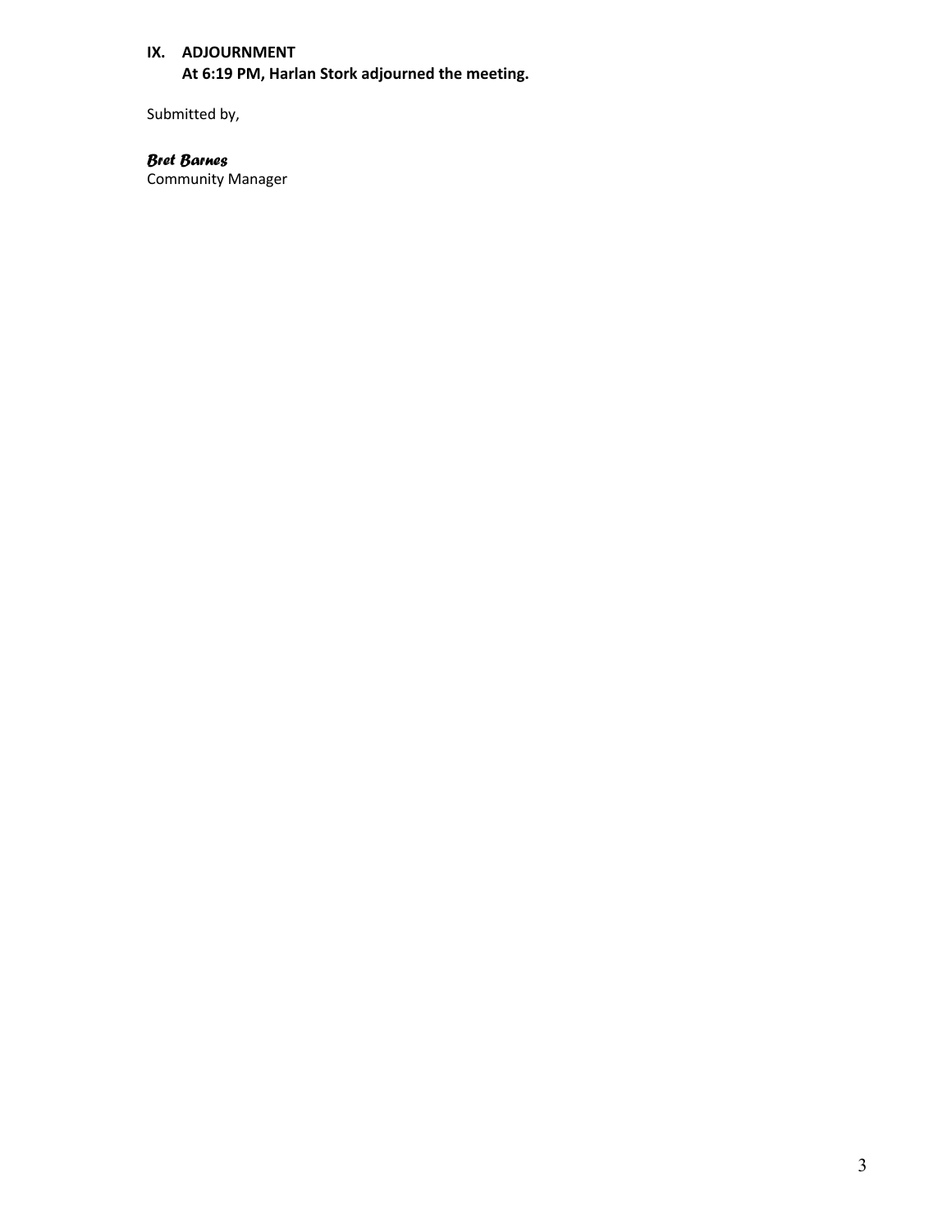## IX. ADJOURNMENT

**At 6:19 PM, Harlan Stork adjourned the meeting.**

Submitted by,

***Bret Barnes***
Community Manager